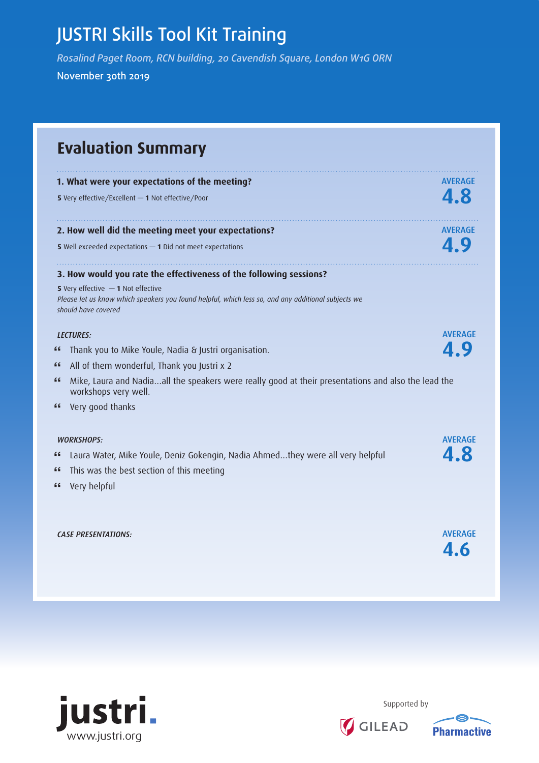# JUSTRI Skills Tool Kit Training

*Rosalind Paget Room, RCN building, 20 Cavendish Square, London W1G 0RN*

November 30th 2019

## Evaluation Summary

**1. What were your expectations of the meeting?**

**5** Very effective/Excellent — **1** Not effective/Poor

AVERAGE **4.8**

**2. How well did the meeting meet your expectations?**

**5** Well exceeded expectations — **1** Did not meet expectations

AVERAGE **4.9**

**3. How would you rate the effectiveness of the following sessions?**

**5** Very effective — **1** Not effective

*Please let us know which speakers you found helpful, which less so, and any additional subjects we should have covered*

*LECTURES:*

AVERAGE **4.9**

- " Thank you to Mike Youle, Nadia & Justri organisation.
- " All of them wonderful, Thank you Justri x 2
- " Mike, Laura and Nadia...all the speakers were really good at their presentations and also the lead the workshops very well.
- " Very good thanks

*WORKSHOPS:*

AVERAGE **4.8**

- " Laura Water, Mike Youle, Deniz Gokengin, Nadia Ahmed...they were all very helpful
- " This was the best section of this meeting
- " Very helpful

*CASE PRESENTATIONS:*

AVERAGE **4.6**

justri.
www.justri.org

Supported by GILEAD Pharmactive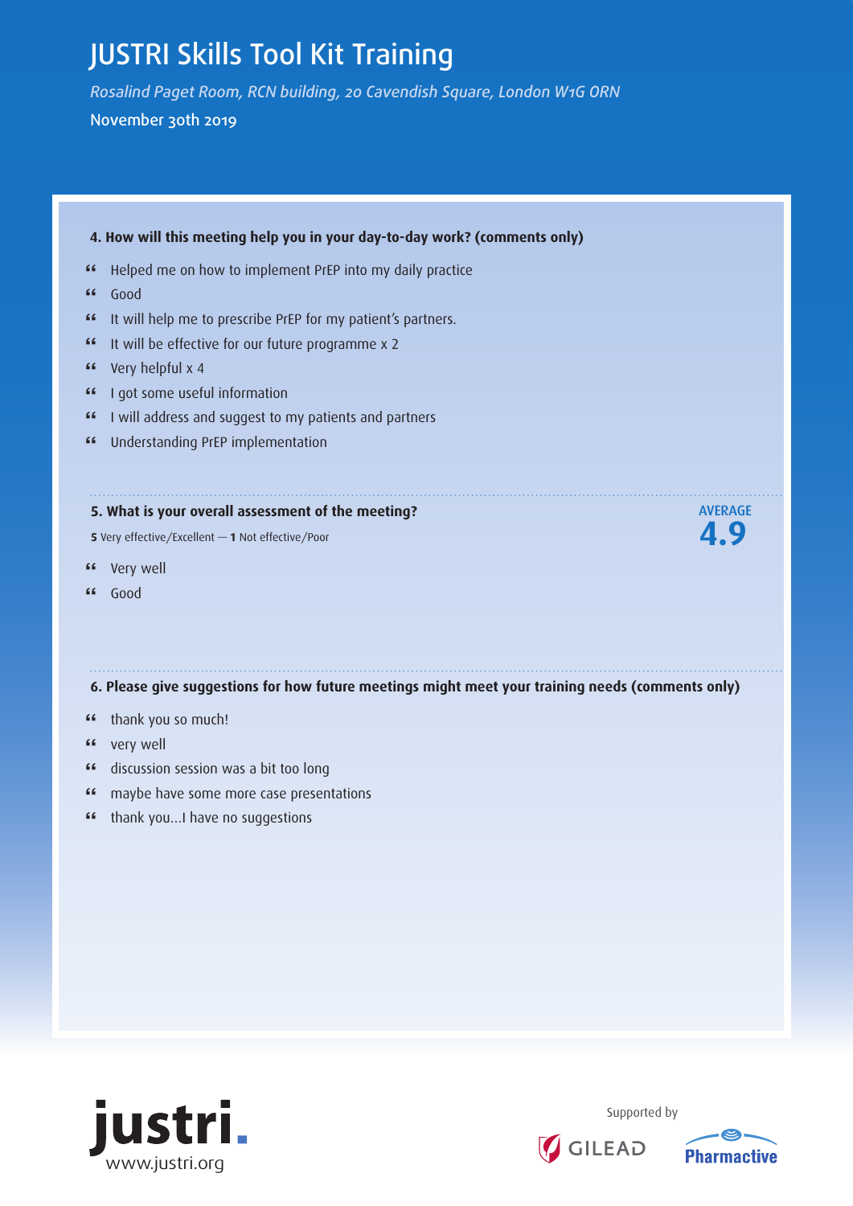# JUSTRI Skills Tool Kit Training

*Rosalind Paget Room, RCN building, 20 Cavendish Square, London W1G 0RN*

November 30th 2019

**4. How will this meeting help you in your day-to-day work? (comments only)**

- Helped me on how to implement PrEP into my daily practice
- Good
- It will help me to prescribe PrEP for my patient's partners.
- It will be effective for our future programme x 2
- Very helpful x 4
- I got some useful information
- I will address and suggest to my patients and partners
- Understanding PrEP implementation

**5. What is your overall assessment of the meeting?**

**5** Very effective/Excellent — **1** Not effective/Poor

AVERAGE **4.9**

- Very well
- Good

**6. Please give suggestions for how future meetings might meet your training needs (comments only)**

- thank you so much!
- very well
- discussion session was a bit too long
- maybe have some more case presentations
- thank you...I have no suggestions

justri.
www.justri.org

Supported by GILEAD Pharmactive